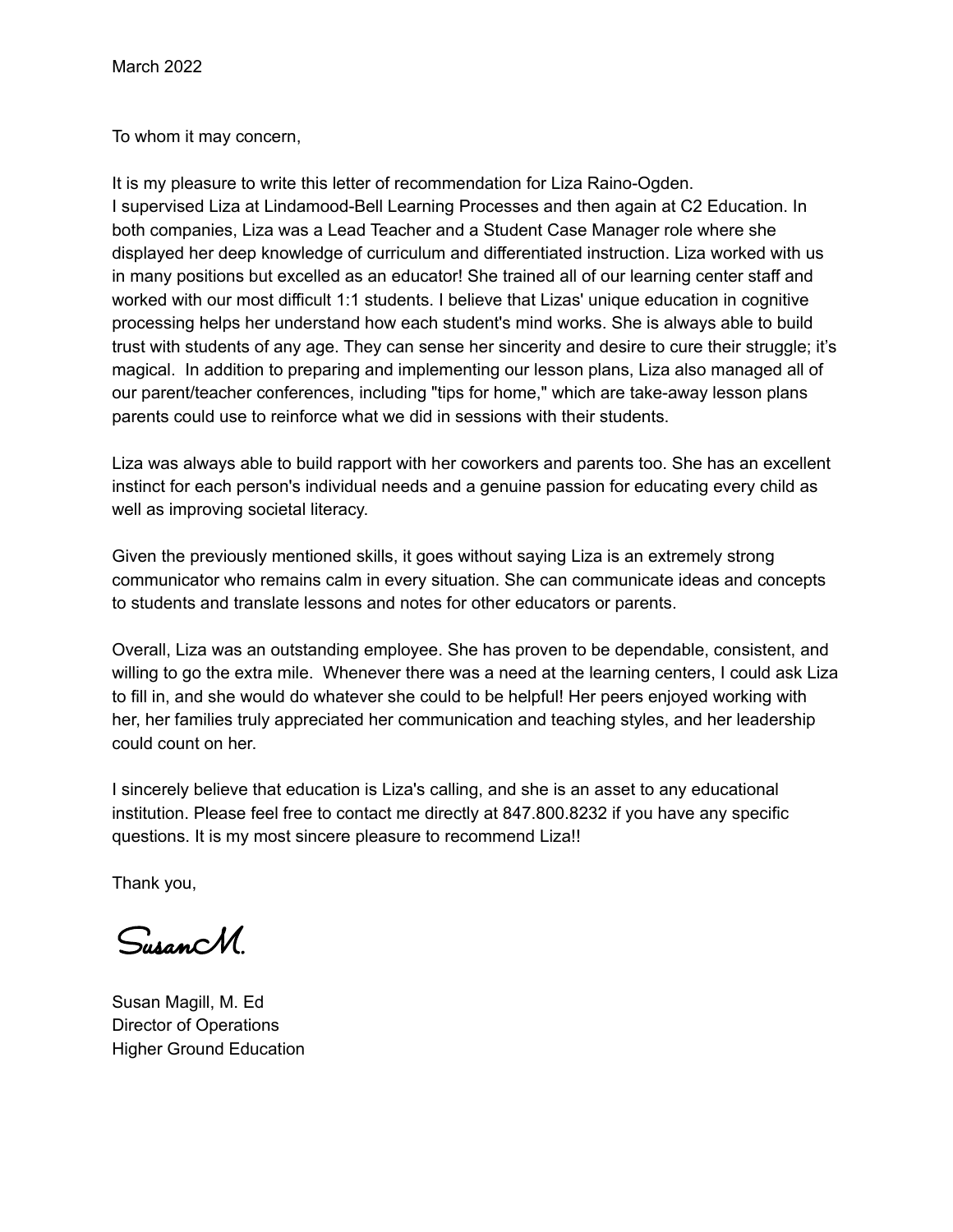March 2022

To whom it may concern,

It is my pleasure to write this letter of recommendation for Liza Raino-Ogden.
I supervised Liza at Lindamood-Bell Learning Processes and then again at C2 Education. In both companies, Liza was a Lead Teacher and a Student Case Manager role where she displayed her deep knowledge of curriculum and differentiated instruction. Liza worked with us in many positions but excelled as an educator! She trained all of our learning center staff and worked with our most difficult 1:1 students. I believe that Lizas' unique education in cognitive processing helps her understand how each student's mind works. She is always able to build trust with students of any age. They can sense her sincerity and desire to cure their struggle; it's magical. In addition to preparing and implementing our lesson plans, Liza also managed all of our parent/teacher conferences, including "tips for home," which are take-away lesson plans parents could use to reinforce what we did in sessions with their students.

Liza was always able to build rapport with her coworkers and parents too. She has an excellent instinct for each person's individual needs and a genuine passion for educating every child as well as improving societal literacy.

Given the previously mentioned skills, it goes without saying Liza is an extremely strong communicator who remains calm in every situation. She can communicate ideas and concepts to students and translate lessons and notes for other educators or parents.

Overall, Liza was an outstanding employee. She has proven to be dependable, consistent, and willing to go the extra mile. Whenever there was a need at the learning centers, I could ask Liza to fill in, and she would do whatever she could to be helpful! Her peers enjoyed working with her, her families truly appreciated her communication and teaching styles, and her leadership could count on her.

I sincerely believe that education is Liza's calling, and she is an asset to any educational institution. Please feel free to contact me directly at 847.800.8232 if you have any specific questions. It is my most sincere pleasure to recommend Liza!!

Thank you,

*SusanM.*

Susan Magill, M. Ed
Director of Operations
Higher Ground Education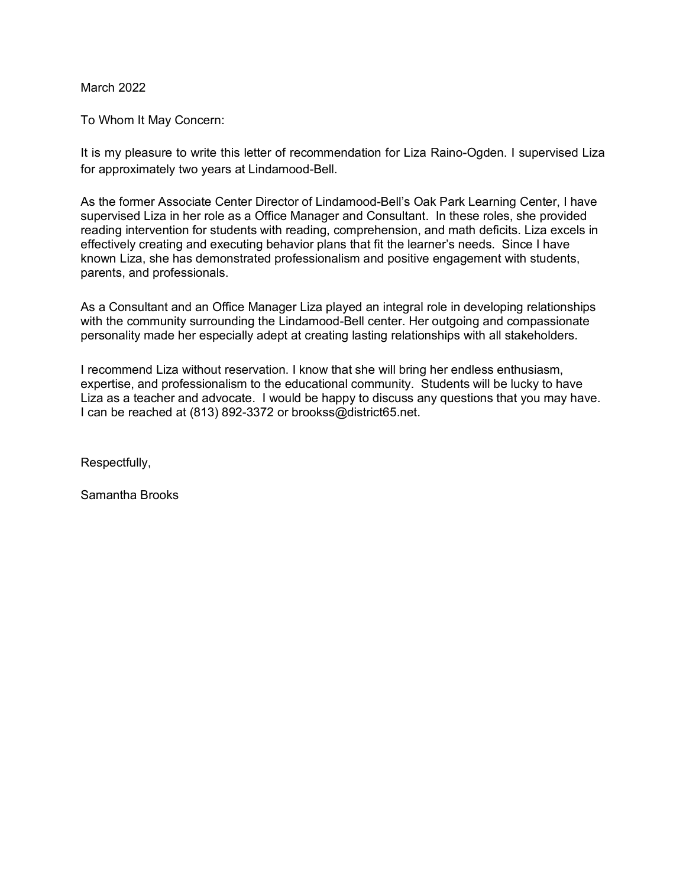March 2022

To Whom It May Concern:

It is my pleasure to write this letter of recommendation for Liza Raino-Ogden. I supervised Liza for approximately two years at Lindamood-Bell.

As the former Associate Center Director of Lindamood-Bell's Oak Park Learning Center, I have supervised Liza in her role as a Office Manager and Consultant. In these roles, she provided reading intervention for students with reading, comprehension, and math deficits. Liza excels in effectively creating and executing behavior plans that fit the learner's needs. Since I have known Liza, she has demonstrated professionalism and positive engagement with students, parents, and professionals.

As a Consultant and an Office Manager Liza played an integral role in developing relationships with the community surrounding the Lindamood-Bell center. Her outgoing and compassionate personality made her especially adept at creating lasting relationships with all stakeholders.

I recommend Liza without reservation. I know that she will bring her endless enthusiasm, expertise, and professionalism to the educational community. Students will be lucky to have Liza as a teacher and advocate. I would be happy to discuss any questions that you may have. I can be reached at (813) 892-3372 or brookss@district65.net.

Respectfully,

Samantha Brooks